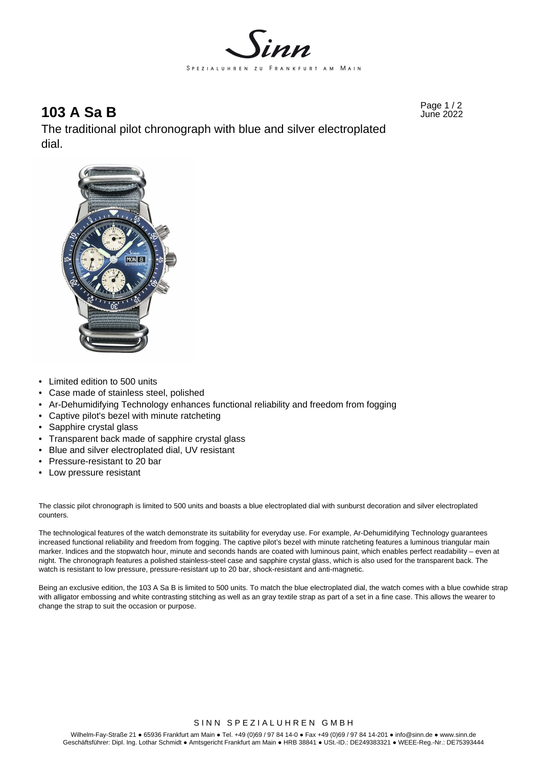# 103 A Sa B

The traditional pilot chronograph with blue and silver electroplated dial.

- Limited edition to 500 units
- Case made of stainless steel, polished
- Ar-Dehumidifying Technology enhances functional reliability and freedom from fogging
- Captive pilot's bezel with minute ratcheting
- Sapphire crystal glass
- Transparent back made of sapphire crystal glass
- Blue and silver electroplated dial, UV resistant
- Pressure-resistant to 20 bar
- Low pressure resistant

The classic pilot chronograph is limited to 500 units and boasts a blue electroplated dial with sunburst decoration and silver electroplated counters.

The technological features of the watch demonstrate its suitability for everyday use. For example, Ar-Dehumidifying Technology guarantees increased functional reliability and freedom from fogging. The captive pilot's bezel with minute ratcheting features a luminous triangular main marker. Indices and the stopwatch hour, minute and seconds hands are coated with luminous paint, which enables perfect readability – even at night. The chronograph features a polished stainless-steel case and sapphire crystal glass, which is also used for the transparent back. The watch is resistant to low pressure, pressure-resistant up to 20 bar, shock-resistant and anti-magnetic.

Being an exclusive edition, the 103 A Sa B is limited to 500 units. To match the blue electroplated dial, the watch comes with a blue cowhide strap with alligator embossing and white contrasting stitching as well as an gray textile strap as part of a set in a fine case. This allows the wearer to change the strap to suit the occasion or purpose.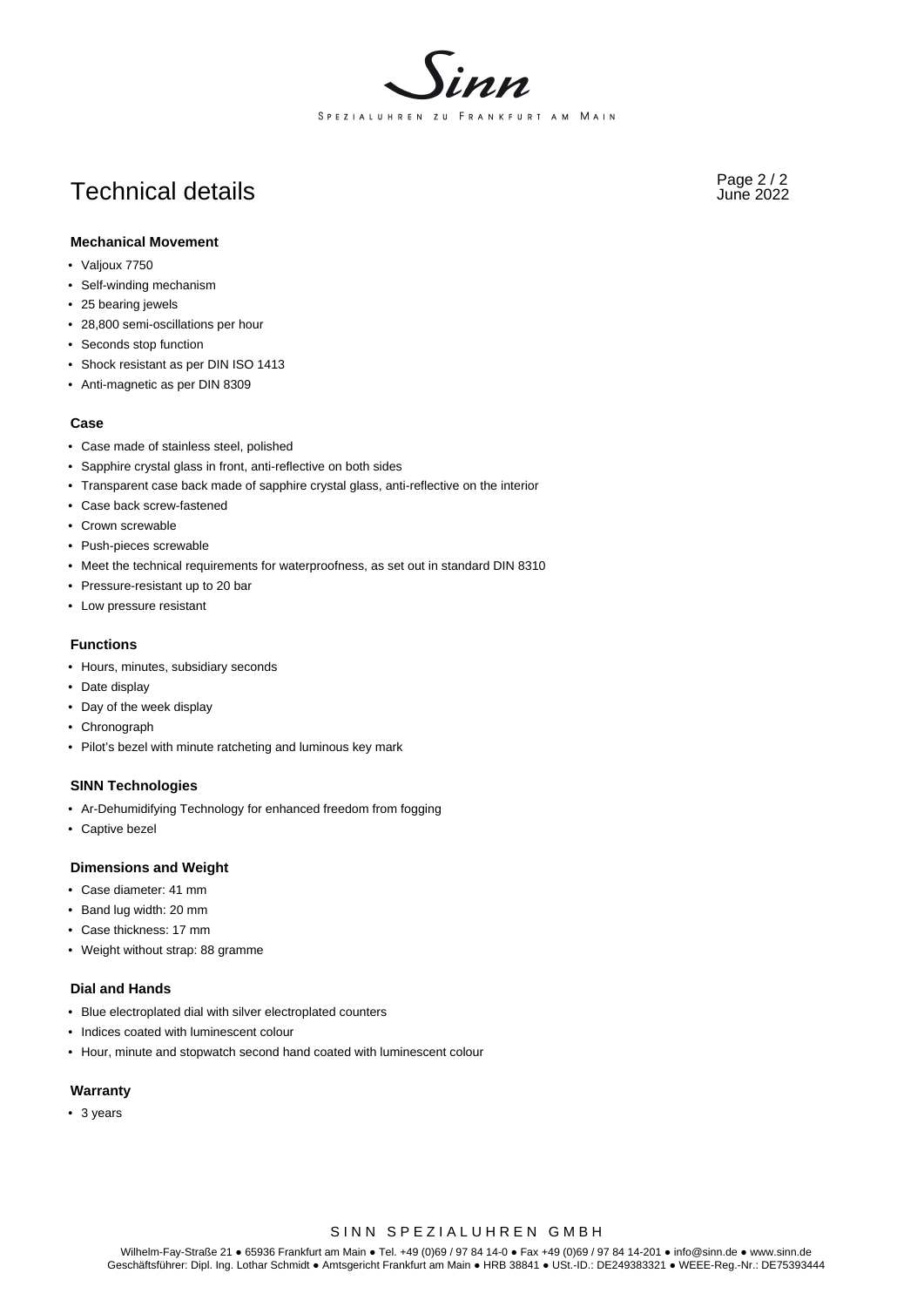# Technical details

June 2022

### Mechanical Movement

- Valjoux 7750
- Self-winding mechanism
- 25 bearing jewels
- 28,800 semi-oscillations per hour
- Seconds stop function
- Shock resistant as per DIN ISO 1413
- Anti-magnetic as per DIN 8309

### Case

- Case made of stainless steel, polished
- Sapphire crystal glass in front, anti-reflective on both sides
- Transparent case back made of sapphire crystal glass, anti-reflective on the interior
- Case back screw-fastened
- Crown screwable
- Push-pieces screwable
- Meet the technical requirements for waterproofness, as set out in standard DIN 8310
- Pressure-resistant up to 20 bar
- Low pressure resistant

### Functions

- Hours, minutes, subsidiary seconds
- Date display
- Day of the week display
- Chronograph
- Pilot's bezel with minute ratcheting and luminous key mark

### SINN Technologies

- Ar-Dehumidifying Technology for enhanced freedom from fogging
- Captive bezel

### Dimensions and Weight

- Case diameter: 41 mm
- Band lug width: 20 mm
- Case thickness: 17 mm
- Weight without strap: 88 gramme

### Dial and Hands

- Blue electroplated dial with silver electroplated counters
- Indices coated with luminescent colour
- Hour, minute and stopwatch second hand coated with luminescent colour

### Warranty

- 3 years

SINN SPEZIALUHREN GMBH

Wilhelm-Fay-Straße 21 ● 65936 Frankfurt am Main ● Tel. +49 (0)69 / 97 84 14-0 ● Fax +49 (0)69 / 97 84 14-201 ● info@sinn.de ● www.sinn.de
Geschäftsführer: Dipl. Ing. Lothar Schmidt ● Amtsgericht Frankfurt am Main ● HRB 38841 ● USt.-ID.: DE249383321 ● WEEE-Reg.-Nr.: DE75393444